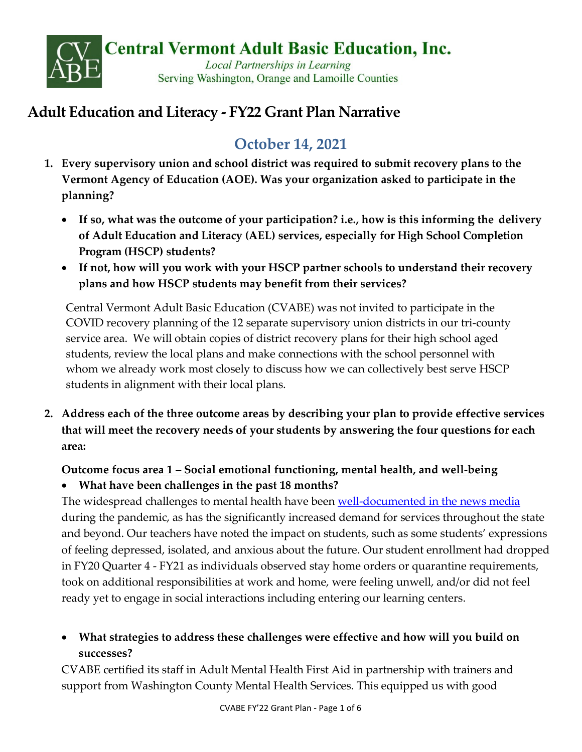**Central Vermont Adult Basic Education, Inc.**

*Local Partnerships in Learning*

Serving Washington, Orange and Lamoille Counties

# Adult Education and Literacy - FY22 Grant Plan Narrative

## October 14, 2021

1. **Every supervisory union and school district was required to submit recovery plans to the Vermont Agency of Education (AOE). Was your organization asked to participate in the planning?**
   - **If so, what was the outcome of your participation? i.e., how is this informing the delivery of Adult Education and Literacy (AEL) services, especially for High School Completion Program (HSCP) students?**
   - **If not, how will you work with your HSCP partner schools to understand their recovery plans and how HSCP students may benefit from their services?**

   Central Vermont Adult Basic Education (CVABE) was not invited to participate in the COVID recovery planning of the 12 separate supervisory union districts in our tri-county service area. We will obtain copies of district recovery plans for their high school aged students, review the local plans and make connections with the school personnel with whom we already work most closely to discuss how we can collectively best serve HSCP students in alignment with their local plans.

2. **Address each of the three outcome areas by describing your plan to provide effective services that will meet the recovery needs of your students by answering the four questions for each area:**

   **Outcome focus area 1 – Social emotional functioning, mental health, and well-being**

   - **What have been challenges in the past 18 months?**

   The widespread challenges to mental health have been well-documented in the news media during the pandemic, as has the significantly increased demand for services throughout the state and beyond. Our teachers have noted the impact on students, such as some students' expressions of feeling depressed, isolated, and anxious about the future. Our student enrollment had dropped in FY20 Quarter 4 - FY21 as individuals observed stay home orders or quarantine requirements, took on additional responsibilities at work and home, were feeling unwell, and/or did not feel ready yet to engage in social interactions including entering our learning centers.

   - **What strategies to address these challenges were effective and how will you build on successes?**

   CVABE certified its staff in Adult Mental Health First Aid in partnership with trainers and support from Washington County Mental Health Services. This equipped us with good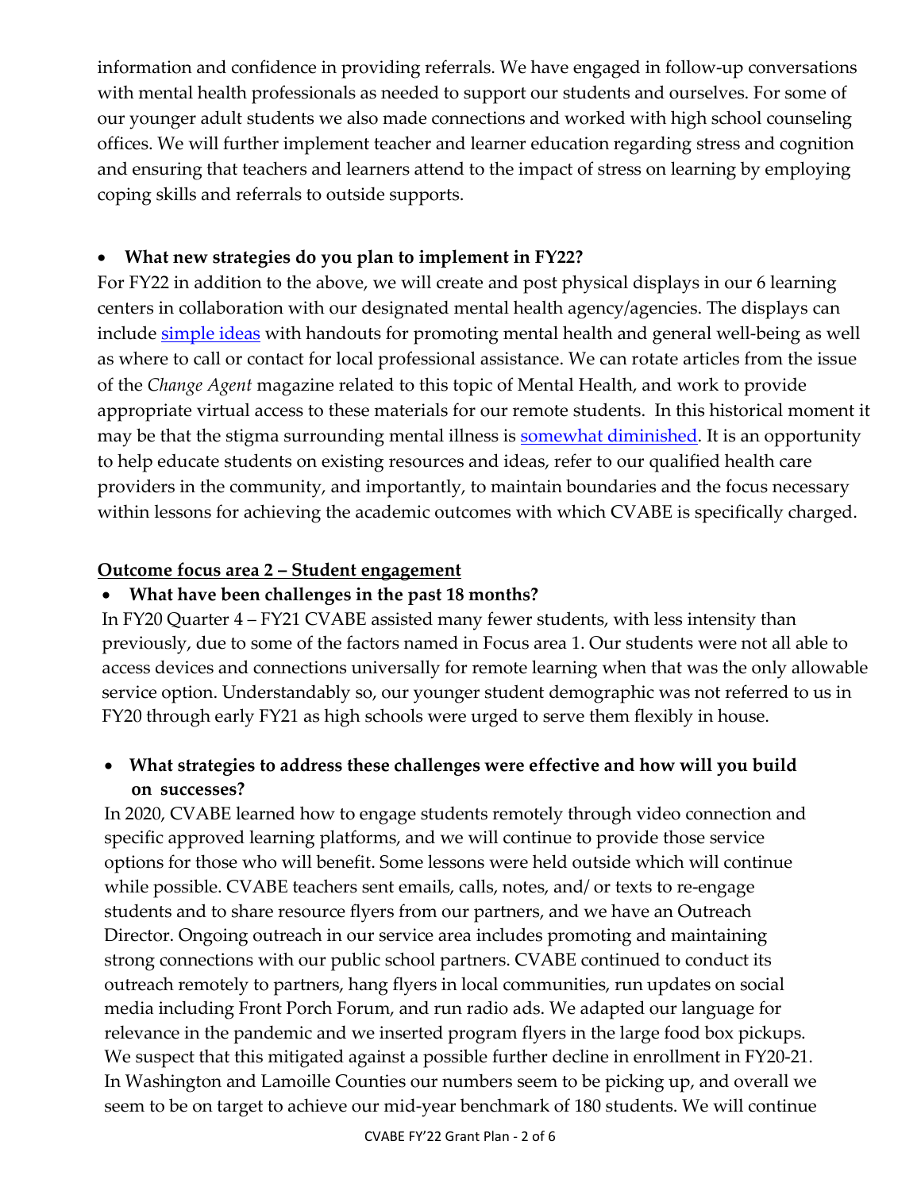information and confidence in providing referrals. We have engaged in follow-up conversations with mental health professionals as needed to support our students and ourselves. For some of our younger adult students we also made connections and worked with high school counseling offices. We will further implement teacher and learner education regarding stress and cognition and ensuring that teachers and learners attend to the impact of stress on learning by employing coping skills and referrals to outside supports.

- **What new strategies do you plan to implement in FY22?**

For FY22 in addition to the above, we will create and post physical displays in our 6 learning centers in collaboration with our designated mental health agency/agencies. The displays can include simple ideas with handouts for promoting mental health and general well-being as well as where to call or contact for local professional assistance. We can rotate articles from the issue of the *Change Agent* magazine related to this topic of Mental Health, and work to provide appropriate virtual access to these materials for our remote students. In this historical moment it may be that the stigma surrounding mental illness is somewhat diminished. It is an opportunity to help educate students on existing resources and ideas, refer to our qualified health care providers in the community, and importantly, to maintain boundaries and the focus necessary within lessons for achieving the academic outcomes with which CVABE is specifically charged.

**Outcome focus area 2 – Student engagement**

- **What have been challenges in the past 18 months?**

In FY20 Quarter 4 – FY21 CVABE assisted many fewer students, with less intensity than previously, due to some of the factors named in Focus area 1. Our students were not all able to access devices and connections universally for remote learning when that was the only allowable service option. Understandably so, our younger student demographic was not referred to us in FY20 through early FY21 as high schools were urged to serve them flexibly in house.

- **What strategies to address these challenges were effective and how will you build on successes?**

In 2020, CVABE learned how to engage students remotely through video connection and specific approved learning platforms, and we will continue to provide those service options for those who will benefit. Some lessons were held outside which will continue while possible. CVABE teachers sent emails, calls, notes, and/ or texts to re-engage students and to share resource flyers from our partners, and we have an Outreach Director. Ongoing outreach in our service area includes promoting and maintaining strong connections with our public school partners. CVABE continued to conduct its outreach remotely to partners, hang flyers in local communities, run updates on social media including Front Porch Forum, and run radio ads. We adapted our language for relevance in the pandemic and we inserted program flyers in the large food box pickups. We suspect that this mitigated against a possible further decline in enrollment in FY20-21. In Washington and Lamoille Counties our numbers seem to be picking up, and overall we seem to be on target to achieve our mid-year benchmark of 180 students. We will continue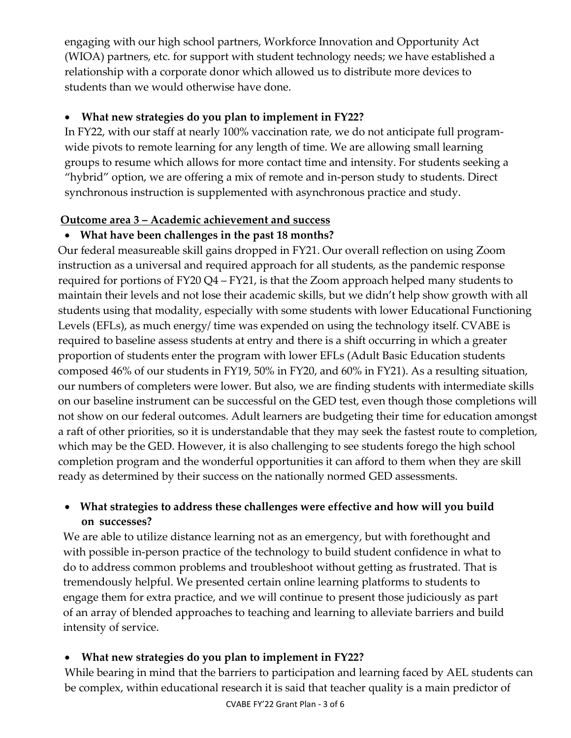engaging with our high school partners, Workforce Innovation and Opportunity Act (WIOA) partners, etc. for support with student technology needs; we have established a relationship with a corporate donor which allowed us to distribute more devices to students than we would otherwise have done.

- **What new strategies do you plan to implement in FY22?**

In FY22, with our staff at nearly 100% vaccination rate, we do not anticipate full program-wide pivots to remote learning for any length of time. We are allowing small learning groups to resume which allows for more contact time and intensity. For students seeking a "hybrid" option, we are offering a mix of remote and in-person study to students. Direct synchronous instruction is supplemented with asynchronous practice and study.

**Outcome area 3 – Academic achievement and success**

- **What have been challenges in the past 18 months?**

Our federal measureable skill gains dropped in FY21. Our overall reflection on using Zoom instruction as a universal and required approach for all students, as the pandemic response required for portions of FY20 Q4 – FY21, is that the Zoom approach helped many students to maintain their levels and not lose their academic skills, but we didn't help show growth with all students using that modality, especially with some students with lower Educational Functioning Levels (EFLs), as much energy/ time was expended on using the technology itself. CVABE is required to baseline assess students at entry and there is a shift occurring in which a greater proportion of students enter the program with lower EFLs (Adult Basic Education students composed 46% of our students in FY19, 50% in FY20, and 60% in FY21). As a resulting situation, our numbers of completers were lower. But also, we are finding students with intermediate skills on our baseline instrument can be successful on the GED test, even though those completions will not show on our federal outcomes. Adult learners are budgeting their time for education amongst a raft of other priorities, so it is understandable that they may seek the fastest route to completion, which may be the GED. However, it is also challenging to see students forego the high school completion program and the wonderful opportunities it can afford to them when they are skill ready as determined by their success on the nationally normed GED assessments.

- **What strategies to address these challenges were effective and how will you build on successes?**

We are able to utilize distance learning not as an emergency, but with forethought and with possible in-person practice of the technology to build student confidence in what to do to address common problems and troubleshoot without getting as frustrated. That is tremendously helpful. We presented certain online learning platforms to students to engage them for extra practice, and we will continue to present those judiciously as part of an array of blended approaches to teaching and learning to alleviate barriers and build intensity of service.

- **What new strategies do you plan to implement in FY22?**

While bearing in mind that the barriers to participation and learning faced by AEL students can be complex, within educational research it is said that teacher quality is a main predictor of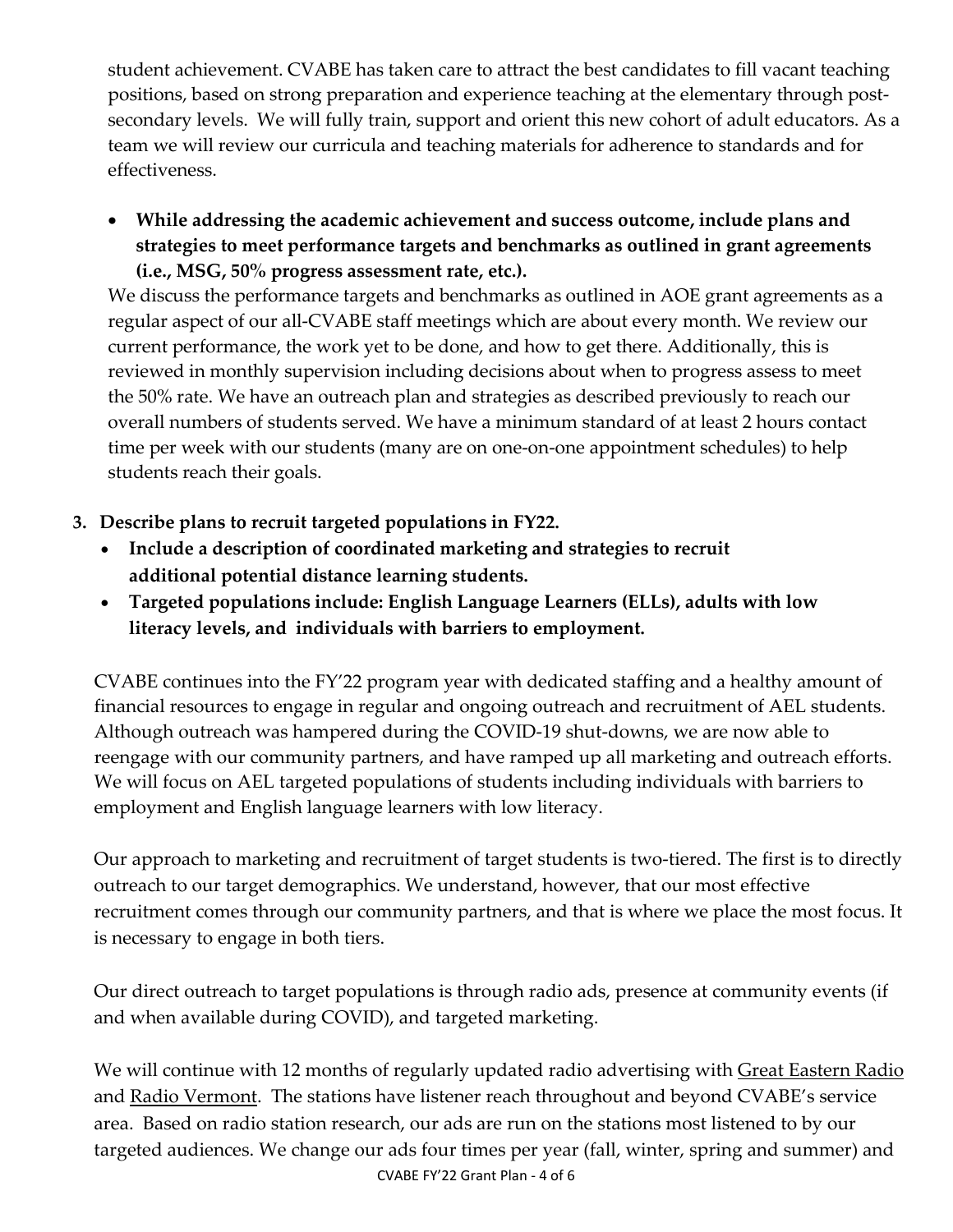student achievement. CVABE has taken care to attract the best candidates to fill vacant teaching positions, based on strong preparation and experience teaching at the elementary through post-secondary levels. We will fully train, support and orient this new cohort of adult educators. As a team we will review our curricula and teaching materials for adherence to standards and for effectiveness.

- **While addressing the academic achievement and success outcome, include plans and strategies to meet performance targets and benchmarks as outlined in grant agreements (i.e., MSG, 50% progress assessment rate, etc.).**

We discuss the performance targets and benchmarks as outlined in AOE grant agreements as a regular aspect of our all-CVABE staff meetings which are about every month. We review our current performance, the work yet to be done, and how to get there. Additionally, this is reviewed in monthly supervision including decisions about when to progress assess to meet the 50% rate. We have an outreach plan and strategies as described previously to reach our overall numbers of students served. We have a minimum standard of at least 2 hours contact time per week with our students (many are on one-on-one appointment schedules) to help students reach their goals.

3. **Describe plans to recruit targeted populations in FY22.**
   - **Include a description of coordinated marketing and strategies to recruit additional potential distance learning students.**
   - **Targeted populations include: English Language Learners (ELLs), adults with low literacy levels, and individuals with barriers to employment.**

CVABE continues into the FY'22 program year with dedicated staffing and a healthy amount of financial resources to engage in regular and ongoing outreach and recruitment of AEL students. Although outreach was hampered during the COVID-19 shut-downs, we are now able to reengage with our community partners, and have ramped up all marketing and outreach efforts. We will focus on AEL targeted populations of students including individuals with barriers to employment and English language learners with low literacy.

Our approach to marketing and recruitment of target students is two-tiered. The first is to directly outreach to our target demographics. We understand, however, that our most effective recruitment comes through our community partners, and that is where we place the most focus. It is necessary to engage in both tiers.

Our direct outreach to target populations is through radio ads, presence at community events (if and when available during COVID), and targeted marketing.

We will continue with 12 months of regularly updated radio advertising with Great Eastern Radio and Radio Vermont. The stations have listener reach throughout and beyond CVABE's service area. Based on radio station research, our ads are run on the stations most listened to by our targeted audiences. We change our ads four times per year (fall, winter, spring and summer) and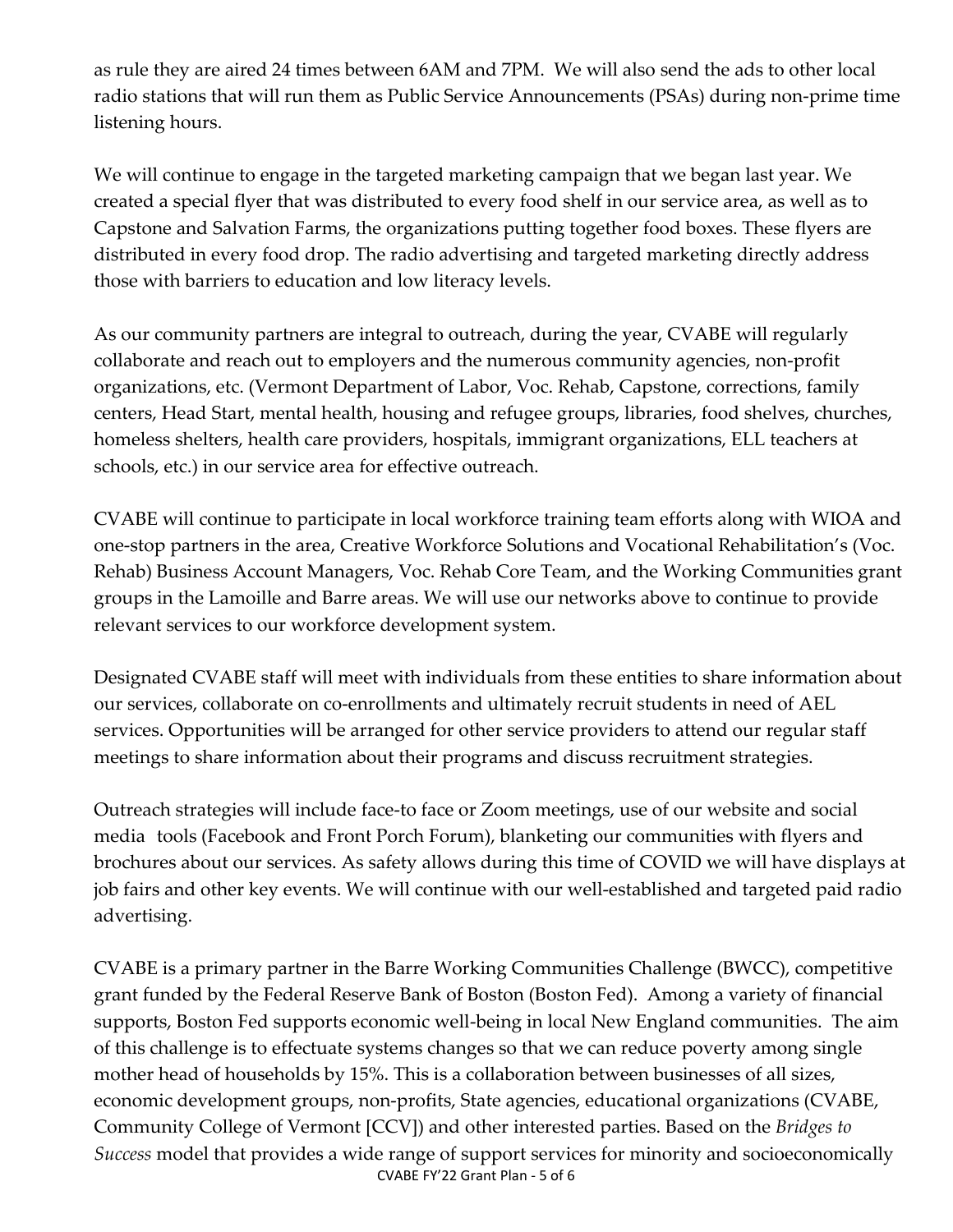as rule they are aired 24 times between 6AM and 7PM. We will also send the ads to other local radio stations that will run them as Public Service Announcements (PSAs) during non-prime time listening hours.

We will continue to engage in the targeted marketing campaign that we began last year. We created a special flyer that was distributed to every food shelf in our service area, as well as to Capstone and Salvation Farms, the organizations putting together food boxes. These flyers are distributed in every food drop. The radio advertising and targeted marketing directly address those with barriers to education and low literacy levels.

As our community partners are integral to outreach, during the year, CVABE will regularly collaborate and reach out to employers and the numerous community agencies, non-profit organizations, etc. (Vermont Department of Labor, Voc. Rehab, Capstone, corrections, family centers, Head Start, mental health, housing and refugee groups, libraries, food shelves, churches, homeless shelters, health care providers, hospitals, immigrant organizations, ELL teachers at schools, etc.) in our service area for effective outreach.

CVABE will continue to participate in local workforce training team efforts along with WIOA and one-stop partners in the area, Creative Workforce Solutions and Vocational Rehabilitation's (Voc. Rehab) Business Account Managers, Voc. Rehab Core Team, and the Working Communities grant groups in the Lamoille and Barre areas. We will use our networks above to continue to provide relevant services to our workforce development system.

Designated CVABE staff will meet with individuals from these entities to share information about our services, collaborate on co-enrollments and ultimately recruit students in need of AEL services. Opportunities will be arranged for other service providers to attend our regular staff meetings to share information about their programs and discuss recruitment strategies.

Outreach strategies will include face-to face or Zoom meetings, use of our website and social media tools (Facebook and Front Porch Forum), blanketing our communities with flyers and brochures about our services. As safety allows during this time of COVID we will have displays at job fairs and other key events. We will continue with our well-established and targeted paid radio advertising.

CVABE is a primary partner in the Barre Working Communities Challenge (BWCC), competitive grant funded by the Federal Reserve Bank of Boston (Boston Fed). Among a variety of financial supports, Boston Fed supports economic well-being in local New England communities. The aim of this challenge is to effectuate systems changes so that we can reduce poverty among single mother head of households by 15%. This is a collaboration between businesses of all sizes, economic development groups, non-profits, State agencies, educational organizations (CVABE, Community College of Vermont [CCV]) and other interested parties. Based on the *Bridges to Success* model that provides a wide range of support services for minority and socioeconomically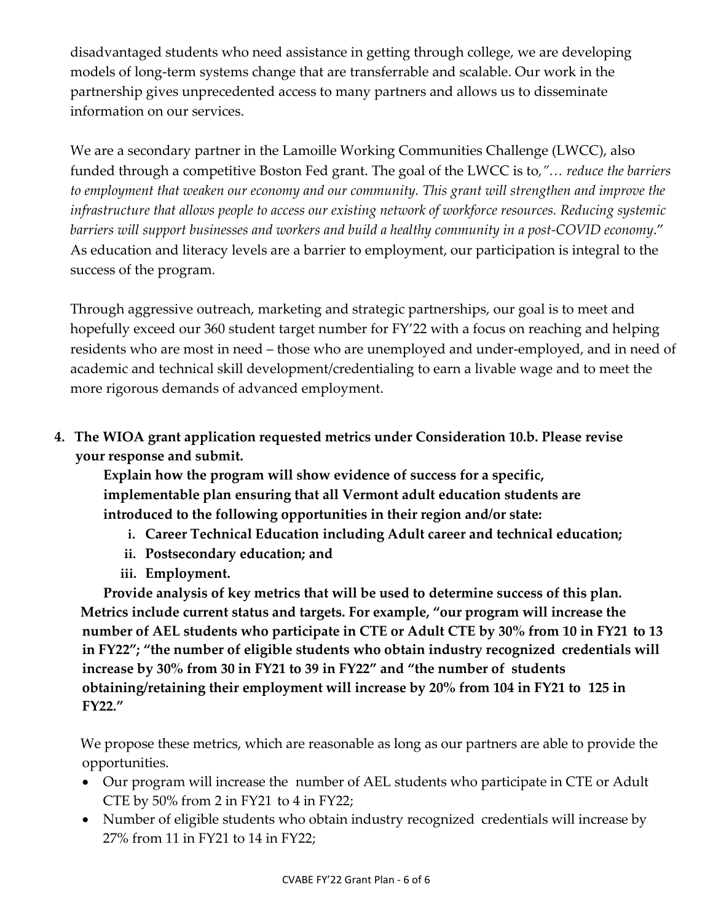disadvantaged students who need assistance in getting through college, we are developing models of long-term systems change that are transferrable and scalable. Our work in the partnership gives unprecedented access to many partners and allows us to disseminate information on our services.

We are a secondary partner in the Lamoille Working Communities Challenge (LWCC), also funded through a competitive Boston Fed grant. The goal of the LWCC is to,*"… reduce the barriers to employment that weaken our economy and our community. This grant will strengthen and improve the infrastructure that allows people to access our existing network of workforce resources. Reducing systemic barriers will support businesses and workers and build a healthy community in a post-COVID economy*." As education and literacy levels are a barrier to employment, our participation is integral to the success of the program.

Through aggressive outreach, marketing and strategic partnerships, our goal is to meet and hopefully exceed our 360 student target number for FY'22 with a focus on reaching and helping residents who are most in need – those who are unemployed and under-employed, and in need of academic and technical skill development/credentialing to earn a livable wage and to meet the more rigorous demands of advanced employment.

4. **The WIOA grant application requested metrics under Consideration 10.b. Please revise your response and submit.**

   **Explain how the program will show evidence of success for a specific, implementable plan ensuring that all Vermont adult education students are introduced to the following opportunities in their region and/or state:**

   i. **Career Technical Education including Adult career and technical education;**
   ii. **Postsecondary education; and**
   iii. **Employment.**

   **Provide analysis of key metrics that will be used to determine success of this plan. Metrics include current status and targets. For example, "our program will increase the number of AEL students who participate in CTE or Adult CTE by 30% from 10 in FY21 to 13 in FY22"; "the number of eligible students who obtain industry recognized credentials will increase by 30% from 30 in FY21 to 39 in FY22" and "the number of students obtaining/retaining their employment will increase by 20% from 104 in FY21 to 125 in FY22."**

   We propose these metrics, which are reasonable as long as our partners are able to provide the opportunities.

   - Our program will increase the number of AEL students who participate in CTE or Adult CTE by 50% from 2 in FY21 to 4 in FY22;
   - Number of eligible students who obtain industry recognized credentials will increase by 27% from 11 in FY21 to 14 in FY22;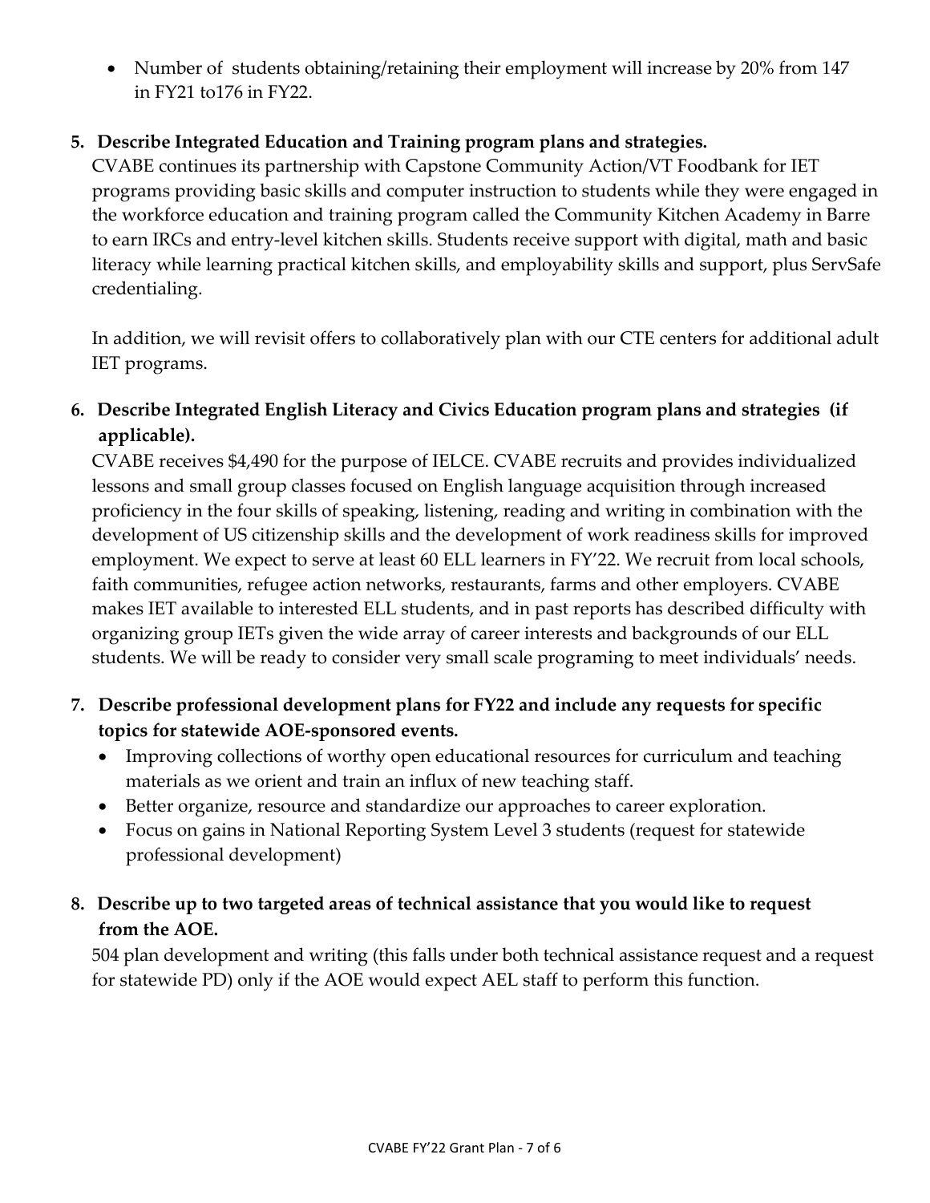- Number of students obtaining/retaining their employment will increase by 20% from 147 in FY21 to176 in FY22.

**5. Describe Integrated Education and Training program plans and strategies.**

CVABE continues its partnership with Capstone Community Action/VT Foodbank for IET programs providing basic skills and computer instruction to students while they were engaged in the workforce education and training program called the Community Kitchen Academy in Barre to earn IRCs and entry-level kitchen skills. Students receive support with digital, math and basic literacy while learning practical kitchen skills, and employability skills and support, plus ServSafe credentialing.

In addition, we will revisit offers to collaboratively plan with our CTE centers for additional adult IET programs.

**6. Describe Integrated English Literacy and Civics Education program plans and strategies (if applicable).**

CVABE receives $4,490 for the purpose of IELCE. CVABE recruits and provides individualized lessons and small group classes focused on English language acquisition through increased proficiency in the four skills of speaking, listening, reading and writing in combination with the development of US citizenship skills and the development of work readiness skills for improved employment. We expect to serve at least 60 ELL learners in FY'22. We recruit from local schools, faith communities, refugee action networks, restaurants, farms and other employers. CVABE makes IET available to interested ELL students, and in past reports has described difficulty with organizing group IETs given the wide array of career interests and backgrounds of our ELL students. We will be ready to consider very small scale programing to meet individuals' needs.

**7. Describe professional development plans for FY22 and include any requests for specific topics for statewide AOE-sponsored events.**

- Improving collections of worthy open educational resources for curriculum and teaching materials as we orient and train an influx of new teaching staff.
- Better organize, resource and standardize our approaches to career exploration.
- Focus on gains in National Reporting System Level 3 students (request for statewide professional development)

**8. Describe up to two targeted areas of technical assistance that you would like to request from the AOE.**

504 plan development and writing (this falls under both technical assistance request and a request for statewide PD) only if the AOE would expect AEL staff to perform this function.